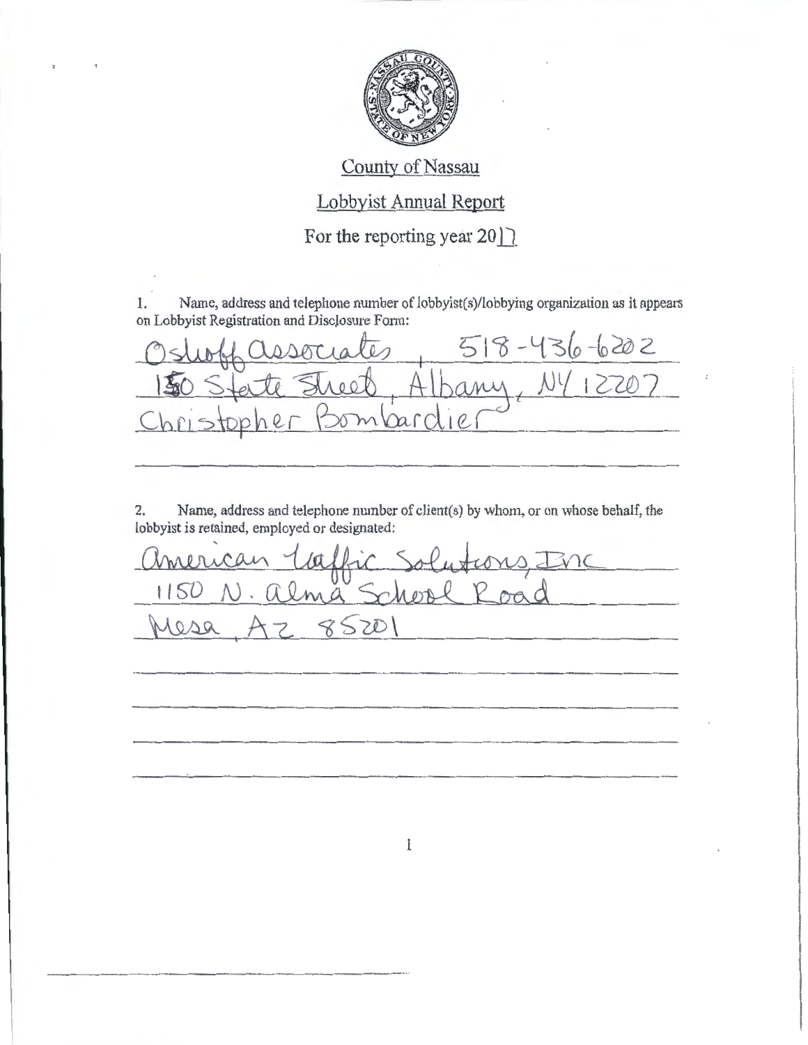# County of Nassau

## Lobbyist Annual Report

### For the reporting year 2017

1. Name, address and telephone number of lobbyist(s)/lobbying organization as it appears on Lobbyist Registration and Disclosure Form:

Ostroff Associates, 518-436-6202
150 State Street, Albany, NY 12207
Christopher Bombardier

2. Name, address and telephone number of client(s) by whom, or on whose behalf, the lobbyist is retained, employed or designated:

American Traffic Solutions, Inc
1150 N. Alma School Road
Mesa, AZ 85201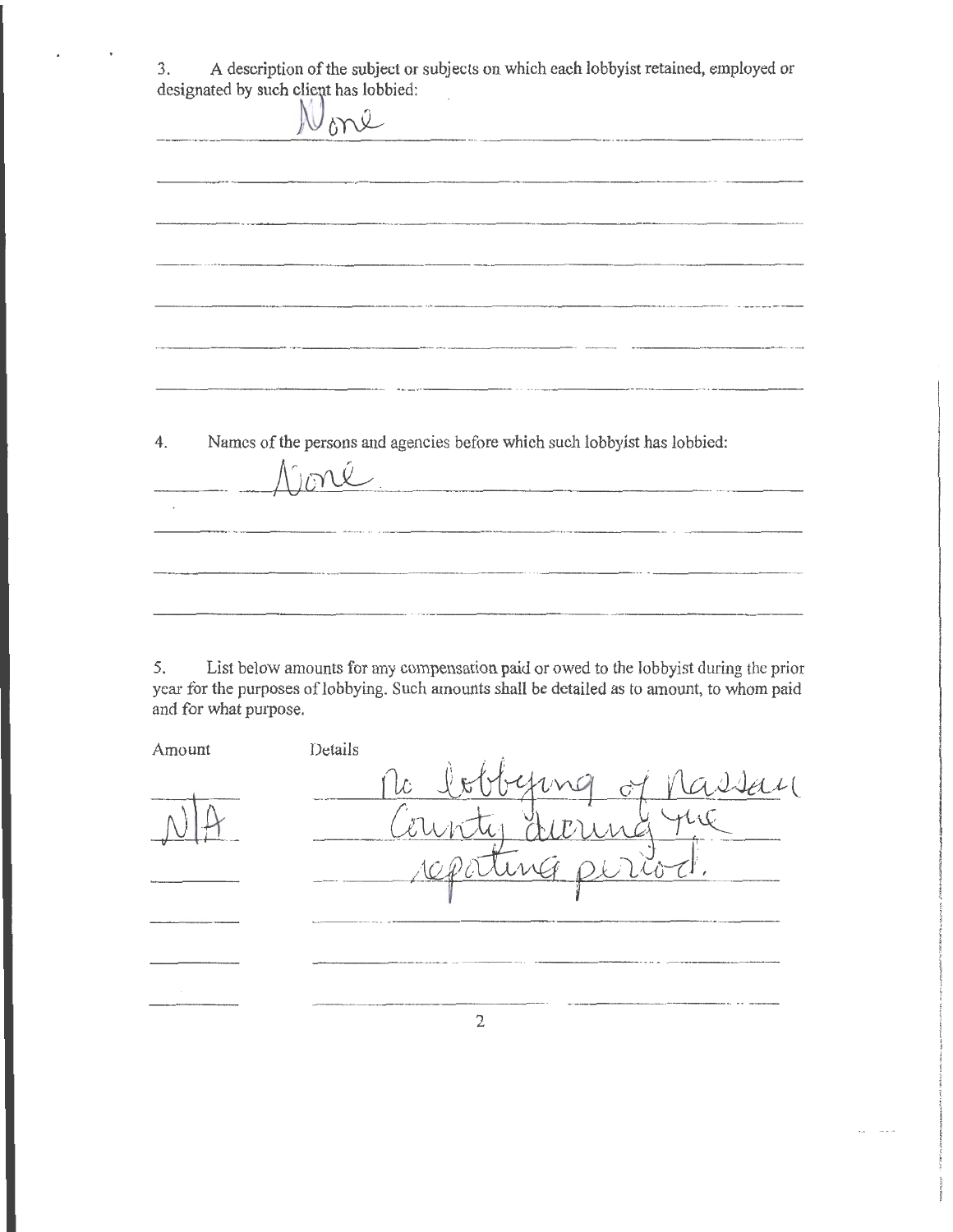3. A description of the subject or subjects on which each lobbyist retained, employed or designated by such client has lobbied:

None

4. Names of the persons and agencies before which such lobbyist has lobbied:

None

5. List below amounts for any compensation paid or owed to the lobbyist during the prior year for the purposes of lobbying. Such amounts shall be detailed as to amount, to whom paid and for what purpose.

| Amount | Details |
| --- | --- |
| N/A | No lobbying of Nassau County during the reporting period. |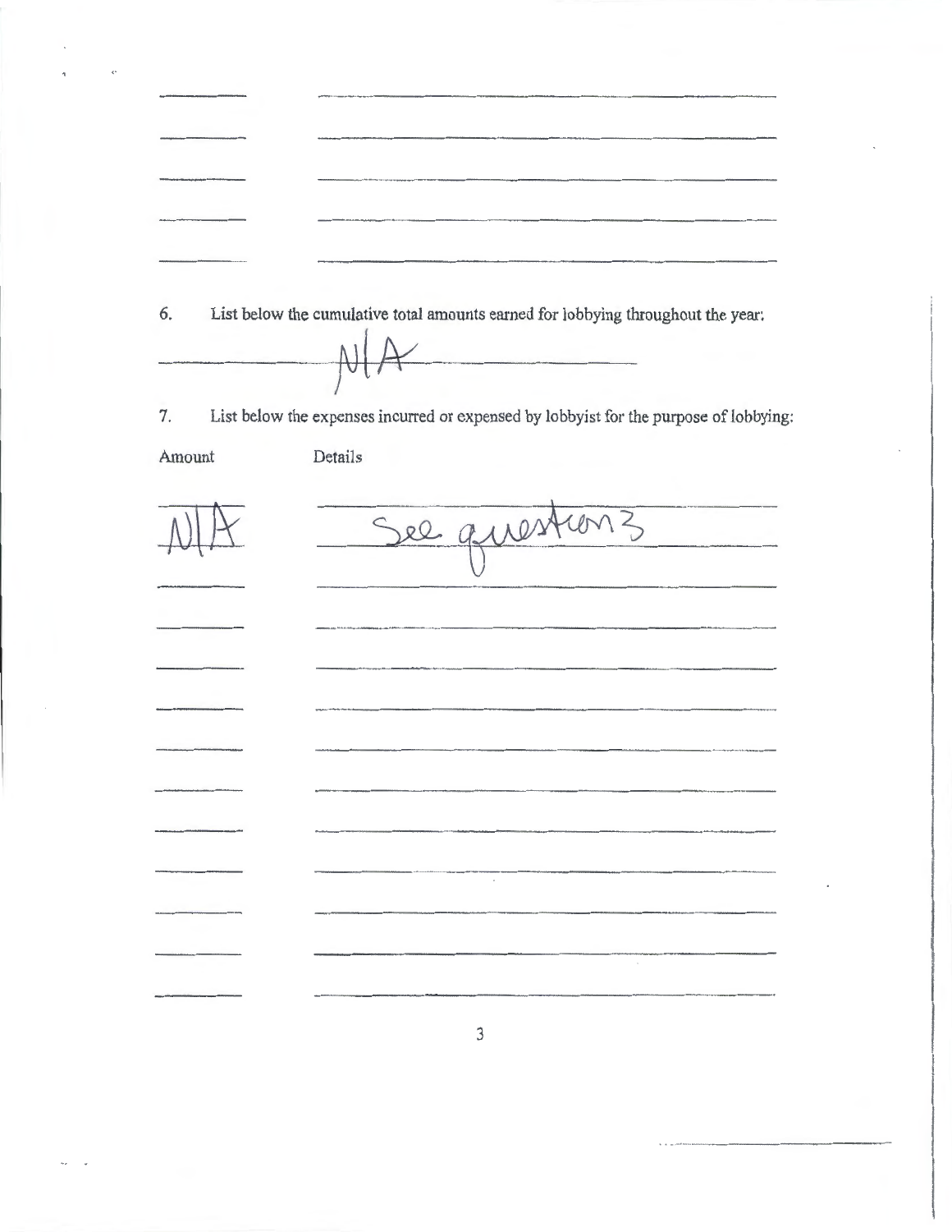6. List below the cumulative total amounts earned for lobbying throughout the year:

N/A

7. List below the expenses incurred or expensed by lobbyist for the purpose of lobbying:

| Amount | Details |
| --- | --- |
| N/A | See question 3 |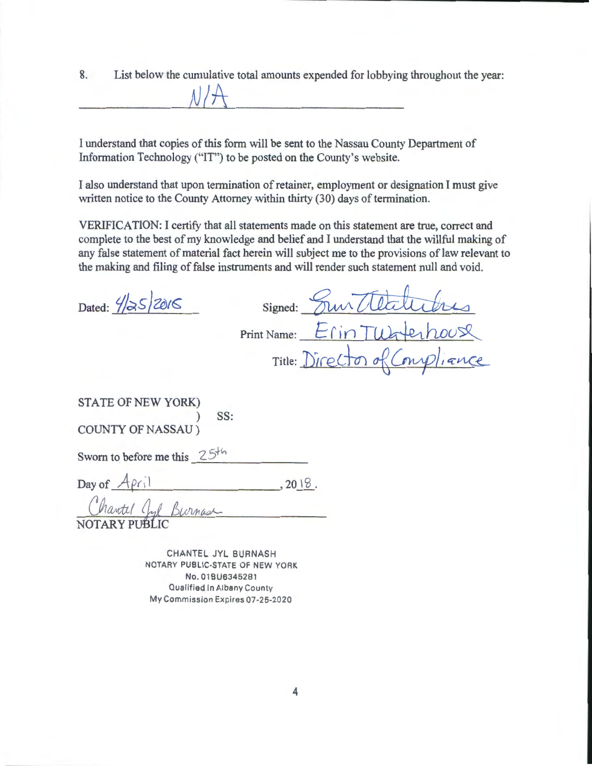8. List below the cumulative total amounts expended for lobbying throughout the year:

N/A

I understand that copies of this form will be sent to the Nassau County Department of Information Technology ("IT") to be posted on the County's website.

I also understand that upon termination of retainer, employment or designation I must give written notice to the County Attorney within thirty (30) days of termination.

VERIFICATION: I certify that all statements made on this statement are true, correct and complete to the best of my knowledge and belief and I understand that the willful making of any false statement of material fact herein will subject me to the provisions of law relevant to the making and filing of false instruments and will render such statement null and void.

Dated: 4/25/2018

Signed: Erin Waterhouse

Print Name: Erin TWaterhouse

Title: Director of Compliance

STATE OF NEW YORK)
) SS:
COUNTY OF NASSAU )

Sworn to before me this 25th

Day of April, 2018.

Chantel Jyl Burnash
NOTARY PUBLIC

CHANTEL JYL BURNASH
NOTARY PUBLIC-STATE OF NEW YORK
No. 01BU6345281
Qualified In Albany County
My Commission Expires 07-25-2020